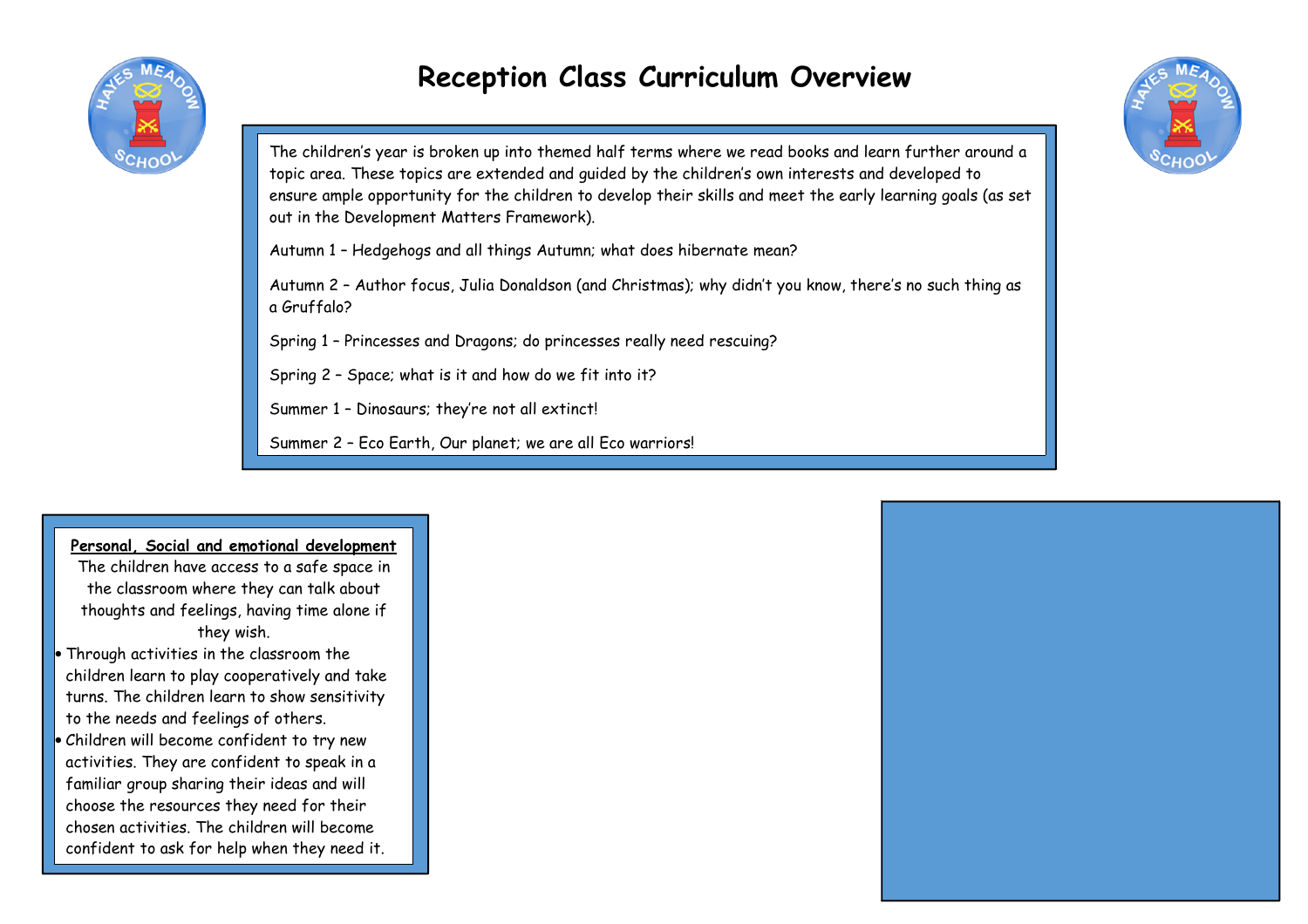# Reception Class Curriculum Overview

The children's year is broken up into themed half terms where we read books and learn further around a topic area. These topics are extended and guided by the children's own interests and developed to ensure ample opportunity for the children to develop their skills and meet the early learning goals (as set out in the Development Matters Framework).

Autumn 1 – Hedgehogs and all things Autumn; what does hibernate mean?

Autumn 2 – Author focus, Julia Donaldson (and Christmas); why didn't you know, there's no such thing as a Gruffalo?

Spring 1 – Princesses and Dragons; do princesses really need rescuing?

Spring 2 – Space; what is it and how do we fit into it?

Summer 1 – Dinosaurs; they're not all extinct!

Summer 2 – Eco Earth, Our planet; we are all Eco warriors!

**Personal, Social and emotional development**

The children have access to a safe space in the classroom where they can talk about thoughts and feelings, having time alone if they wish.

- Through activities in the classroom the children learn to play cooperatively and take turns. The children learn to show sensitivity to the needs and feelings of others.
- Children will become confident to try new activities. They are confident to speak in a familiar group sharing their ideas and will choose the resources they need for their chosen activities. The children will become confident to ask for help when they need it.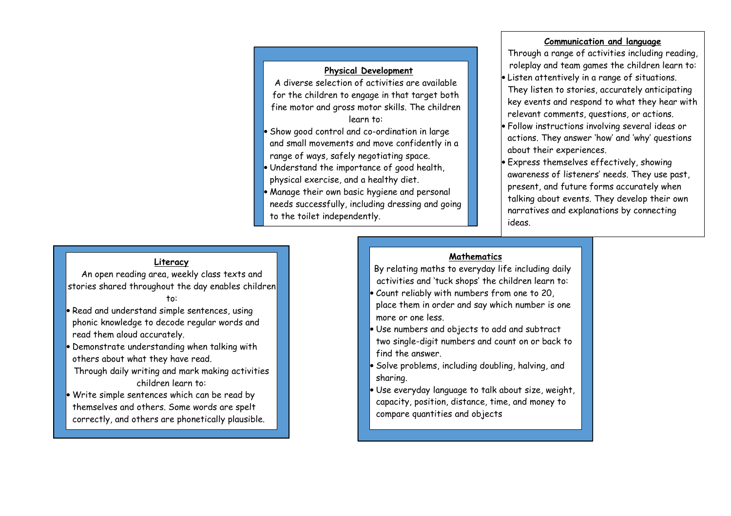## Physical Development

A diverse selection of activities are available for the children to engage in that target both fine motor and gross motor skills. The children learn to:

- Show good control and co-ordination in large and small movements and move confidently in a range of ways, safely negotiating space.
- Understand the importance of good health, physical exercise, and a healthy diet.
- Manage their own basic hygiene and personal needs successfully, including dressing and going to the toilet independently.

## Communication and language

Through a range of activities including reading, roleplay and team games the children learn to:

- Listen attentively in a range of situations. They listen to stories, accurately anticipating key events and respond to what they hear with relevant comments, questions, or actions.
- Follow instructions involving several ideas or actions. They answer 'how' and 'why' questions about their experiences.
- Express themselves effectively, showing awareness of listeners' needs. They use past, present, and future forms accurately when talking about events. They develop their own narratives and explanations by connecting ideas.

## Literacy

An open reading area, weekly class texts and stories shared throughout the day enables children to:

- Read and understand simple sentences, using phonic knowledge to decode regular words and read them aloud accurately.
- Demonstrate understanding when talking with others about what they have read.

Through daily writing and mark making activities children learn to:

- Write simple sentences which can be read by themselves and others. Some words are spelt correctly, and others are phonetically plausible.

## Mathematics

By relating maths to everyday life including daily activities and 'tuck shops' the children learn to:

- Count reliably with numbers from one to 20, place them in order and say which number is one more or one less.
- Use numbers and objects to add and subtract two single-digit numbers and count on or back to find the answer.
- Solve problems, including doubling, halving, and sharing.
- Use everyday language to talk about size, weight, capacity, position, distance, time, and money to compare quantities and objects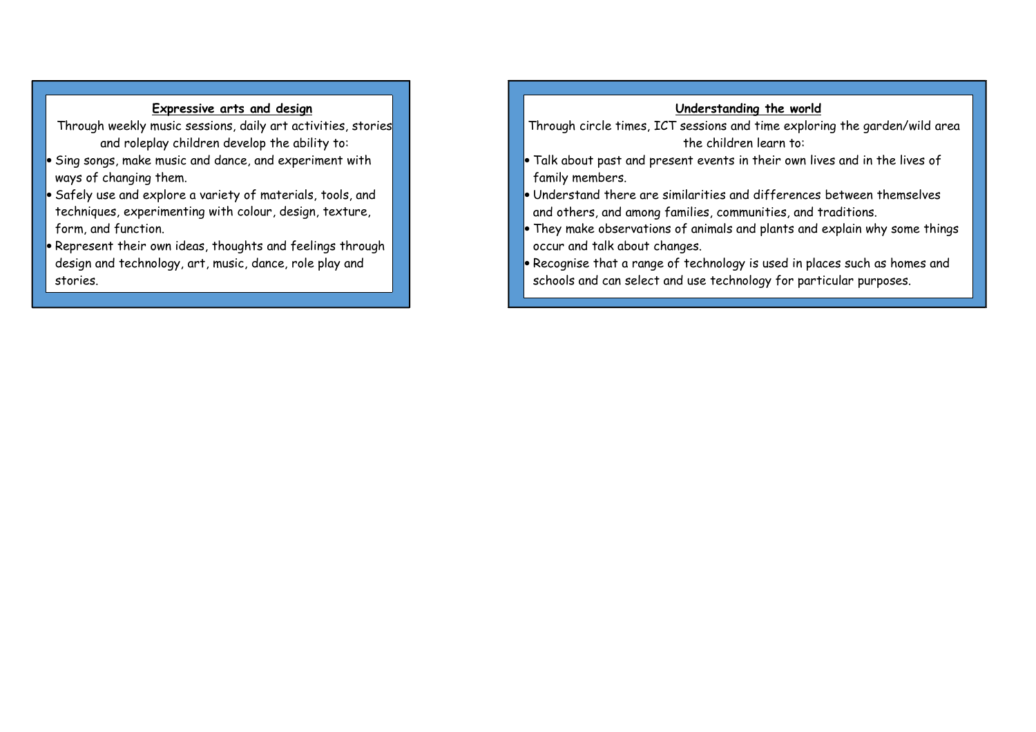## Expressive arts and design

Through weekly music sessions, daily art activities, stories and roleplay children develop the ability to:

- Sing songs, make music and dance, and experiment with ways of changing them.
- Safely use and explore a variety of materials, tools, and techniques, experimenting with colour, design, texture, form, and function.
- Represent their own ideas, thoughts and feelings through design and technology, art, music, dance, role play and stories.

## Understanding the world

Through circle times, ICT sessions and time exploring the garden/wild area the children learn to:

- Talk about past and present events in their own lives and in the lives of family members.
- Understand there are similarities and differences between themselves and others, and among families, communities, and traditions.
- They make observations of animals and plants and explain why some things occur and talk about changes.
- Recognise that a range of technology is used in places such as homes and schools and can select and use technology for particular purposes.